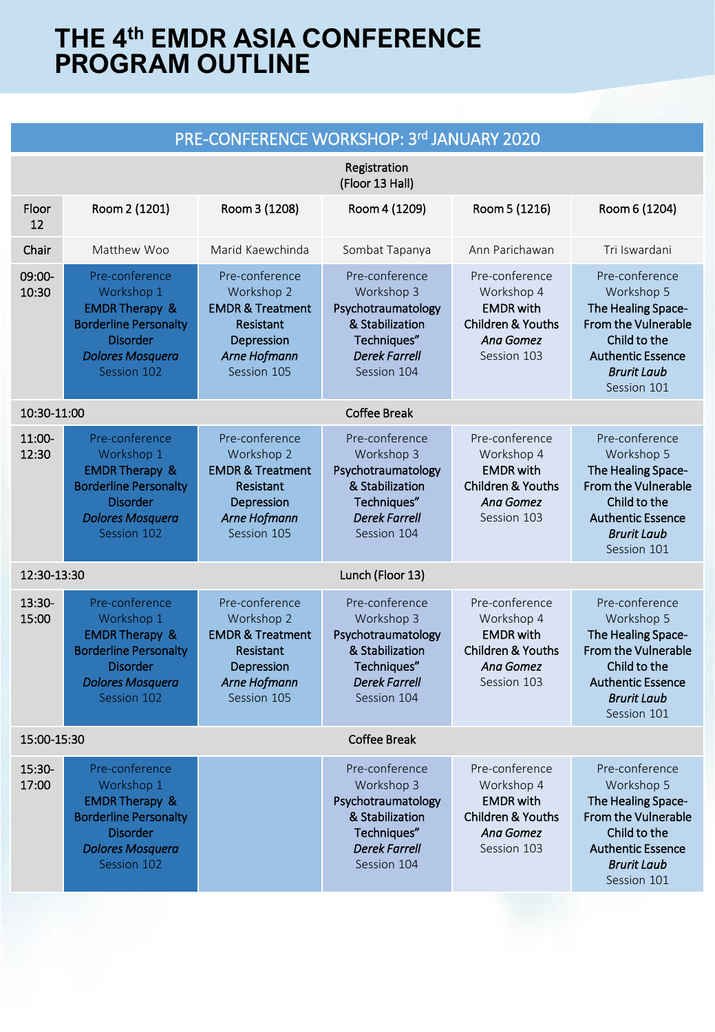# THE 4th EMDR ASIA CONFERENCE PROGRAM OUTLINE

## PRE-CONFERENCE WORKSHOP: 3rd JANUARY 2020

Registration (Floor 13 Hall)

| Floor 12 | Room 2 (1201) | Room 3 (1208) | Room 4 (1209) | Room 5 (1216) | Room 6 (1204) |
|---|---|---|---|---|---|
| Chair | Matthew Woo | Marid Kaewchinda | Sombat Tapanya | Ann Parichawan | Tri Iswardani |
| 09:00-10:30 | Pre-conference Workshop 1 **EMDR Therapy & Borderline Personalty Disorder** ***Dolores Mosquera*** Session 102 | Pre-conference Workshop 2 **EMDR & Treatment Resistant Depression** ***Arne Hofmann*** Session 105 | Pre-conference Workshop 3 **Psychotraumatology & Stabilization Techniques"** ***Derek Farrell*** Session 104 | Pre-conference Workshop 4 **EMDR with Children & Youths** ***Ana Gomez*** Session 103 | Pre-conference Workshop 5 **The Healing Space- From the Vulnerable Child to the Authentic Essence** ***Brurit Laub*** Session 101 |
| 10:30-11:00 | Coffee Break | | | | |
| 11:00-12:30 | Pre-conference Workshop 1 **EMDR Therapy & Borderline Personalty Disorder** ***Dolores Mosquera*** Session 102 | Pre-conference Workshop 2 **EMDR & Treatment Resistant Depression** ***Arne Hofmann*** Session 105 | Pre-conference Workshop 3 **Psychotraumatology & Stabilization Techniques"** ***Derek Farrell*** Session 104 | Pre-conference Workshop 4 **EMDR with Children & Youths** ***Ana Gomez*** Session 103 | Pre-conference Workshop 5 **The Healing Space- From the Vulnerable Child to the Authentic Essence** ***Brurit Laub*** Session 101 |
| 12:30-13:30 | Lunch (Floor 13) | | | | |
| 13:30-15:00 | Pre-conference Workshop 1 **EMDR Therapy & Borderline Personalty Disorder** ***Dolores Mosquera*** Session 102 | Pre-conference Workshop 2 **EMDR & Treatment Resistant Depression** ***Arne Hofmann*** Session 105 | Pre-conference Workshop 3 **Psychotraumatology & Stabilization Techniques"** ***Derek Farrell*** Session 104 | Pre-conference Workshop 4 **EMDR with Children & Youths** ***Ana Gomez*** Session 103 | Pre-conference Workshop 5 **The Healing Space- From the Vulnerable Child to the Authentic Essence** ***Brurit Laub*** Session 101 |
| 15:00-15:30 | Coffee Break | | | | |
| 15:30-17:00 | Pre-conference Workshop 1 **EMDR Therapy & Borderline Personalty Disorder** ***Dolores Mosquera*** Session 102 | | Pre-conference Workshop 3 **Psychotraumatology & Stabilization Techniques"** ***Derek Farrell*** Session 104 | Pre-conference Workshop 4 **EMDR with Children & Youths** ***Ana Gomez*** Session 103 | Pre-conference Workshop 5 **The Healing Space- From the Vulnerable Child to the Authentic Essence** ***Brurit Laub*** Session 101 |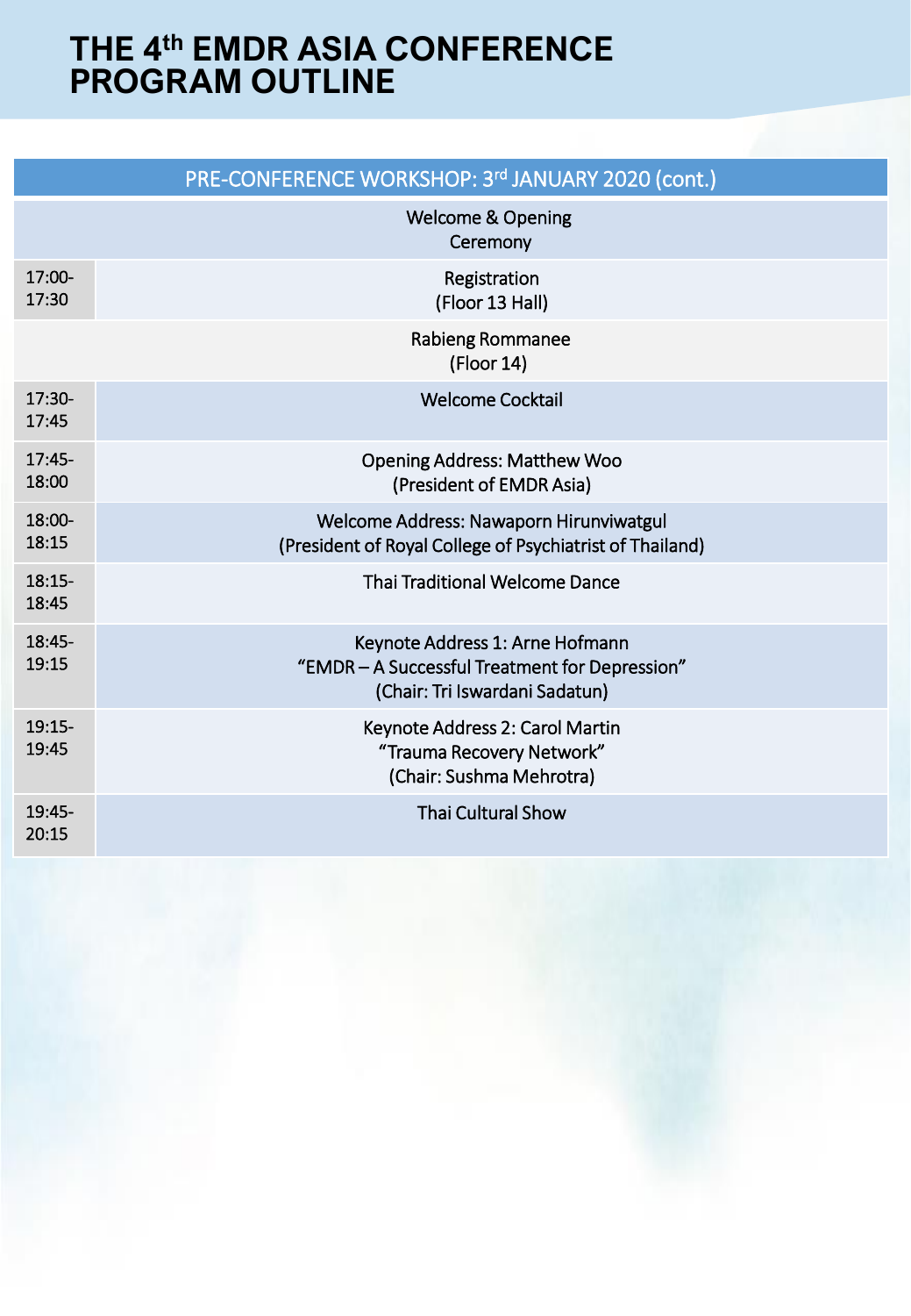# THE 4th EMDR ASIA CONFERENCE PROGRAM OUTLINE

| PRE-CONFERENCE WORKSHOP: 3rd JANUARY 2020 (cont.) | |
|---|---|
| | Welcome & Opening Ceremony |
| 17:00-17:30 | Registration (Floor 13 Hall) |
| | Rabieng Rommanee (Floor 14) |
| 17:30-17:45 | Welcome Cocktail |
| 17:45-18:00 | Opening Address: Matthew Woo (President of EMDR Asia) |
| 18:00-18:15 | Welcome Address: Nawaporn Hirunviwatgul (President of Royal College of Psychiatrist of Thailand) |
| 18:15-18:45 | Thai Traditional Welcome Dance |
| 18:45-19:15 | Keynote Address 1: Arne Hofmann "EMDR – A Successful Treatment for Depression" (Chair: Tri Iswardani Sadatun) |
| 19:15-19:45 | Keynote Address 2: Carol Martin "Trauma Recovery Network" (Chair: Sushma Mehrotra) |
| 19:45-20:15 | Thai Cultural Show |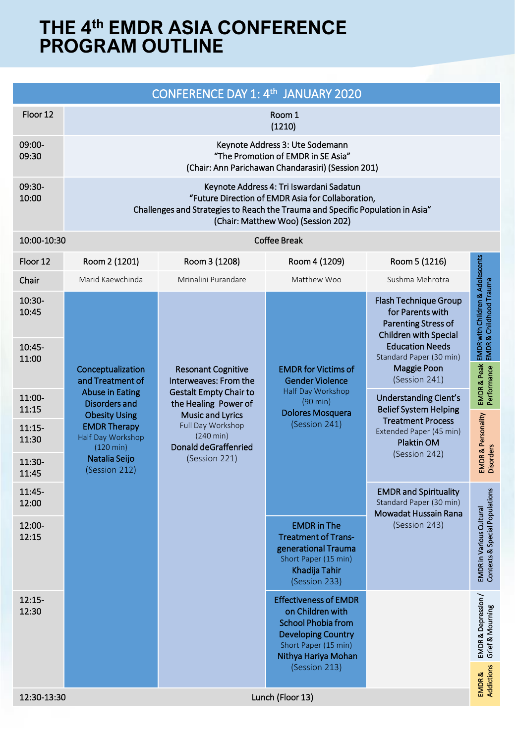# THE 4th EMDR ASIA CONFERENCE PROGRAM OUTLINE

## CONFERENCE DAY 1: 4th JANUARY 2020

| Floor 12 | Room 1 (1210) |
|---|---|
| 09:00-09:30 | Keynote Address 3: Ute Sodemann<br>"The Promotion of EMDR in SE Asia"<br>(Chair: Ann Parichawan Chandarasiri) (Session 201) |
| 09:30-10:00 | Keynote Address 4: Tri Iswardani Sadatun<br>"Future Direction of EMDR Asia for Collaboration, Challenges and Strategies to Reach the Trauma and Specific Population in Asia"<br>(Chair: Matthew Woo) (Session 202) |
| 10:00-10:30 | Coffee Break |

| Floor 12 | Room 2 (1201) | Room 3 (1208) | Room 4 (1209) | Room 5 (1216) |
|---|---|---|---|---|
| Chair | Marid Kaewchinda | Mrinalini Purandare | Matthew Woo | Sushma Mehrotra |
| 10:30-10:45 | **Conceptualization and Treatment of Abuse in Eating Disorders and Obesity Using EMDR Therapy**<br>Half Day Workshop (120 min)<br>**Natalia Seijo**<br>(Session 212) | **Resonant Cognitive Interweaves: From the Gestalt Empty Chair to the Healing Power of Music and Lyrics**<br>Full Day Workshop (240 min)<br>**Donald deGraffenried**<br>(Session 221) | **EMDR for Victims of Gender Violence**<br>Half Day Workshop (90 min)<br>**Dolores Mosquera**<br>(Session 241) | **Flash Technique Group for Parents with Parenting Stress of Children with Special Education Needs**<br>Standard Paper (30 min)<br>**Maggie Poon**<br>(Session 241) |
| 10:45-11:00 | | | | |
| 11:00-11:15 | | | | **Understanding Cient's Belief System Helping Treatment Process**<br>Extended Paper (45 min)<br>**Plaktin OM**<br>(Session 242) |
| 11:15-11:30 | | | | |
| 11:30-11:45 | | | | |
| 11:45-12:00 | | | | **EMDR and Spirituality**<br>Standard Paper (30 min)<br>**Mowadat Hussain Rana**<br>(Session 243) |
| 12:00-12:15 | | | **EMDR in The Treatment of Trans-generational Trauma**<br>Short Paper (15 min)<br>**Khadija Tahir**<br>(Session 233) | |
| 12:15-12:30 | | | **Effectiveness of EMDR on Children with School Phobia from Developing Country**<br>Short Paper (15 min)<br>**Nithya Hariya Mohan**<br>(Session 213) | |
| 12:30-13:30 | Lunch (Floor 13) | | | |

Legend: EMDR with Children & Adolescents / EMDR & Childhood Trauma; EMDR & Peak Performance; EMDR & Personality Disorders; EMDR in Various Cultural Contexts & Special Populations; EMDR & Depression / Grief & Mourning; EMDR & Addictions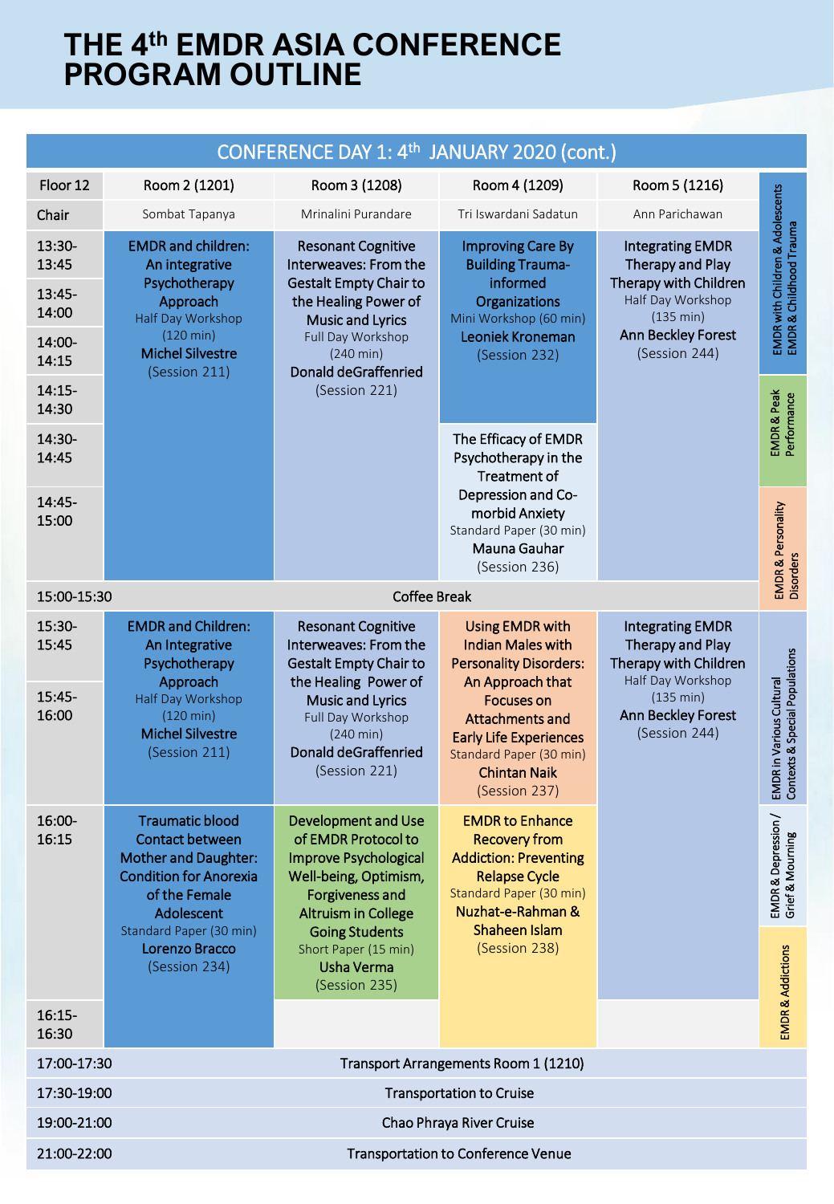# THE 4th EMDR ASIA CONFERENCE PROGRAM OUTLINE

## CONFERENCE DAY 1: 4th JANUARY 2020 (cont.)

| Floor 12 | Room 2 (1201) | Room 3 (1208) | Room 4 (1209) | Room 5 (1216) |
|---|---|---|---|---|
| Chair | Sombat Tapanya | Mrinalini Purandare | Tri Iswardani Sadatun | Ann Parichawan |
| 13:30-13:45 / 13:45-14:00 / 14:00-14:15 / 14:15-14:30 | EMDR and children: An integrative Psychotherapy Approach<br>Half Day Workshop (120 min)<br>Michel Silvestre (Session 211) | Resonant Cognitive Interweaves: From the Gestalt Empty Chair to the Healing Power of Music and Lyrics<br>Full Day Workshop (240 min)<br>Donald deGraffenried (Session 221) | Improving Care By Building Trauma-informed Organizations<br>Mini Workshop (60 min)<br>Leoniek Kroneman (Session 232) | Integrating EMDR Therapy and Play Therapy with Children<br>Half Day Workshop (135 min)<br>Ann Beckley Forest (Session 244) |
| 14:30-14:45 / 14:45-15:00 | | | The Efficacy of EMDR Psychotherapy in the Treatment of Depression and Co-morbid Anxiety<br>Standard Paper (30 min)<br>Mauna Gauhar (Session 236) | |
| 15:00-15:30 | Coffee Break | | | |
| 15:30-15:45 / 15:45-16:00 | EMDR and Children: An Integrative Psychotherapy Approach<br>Half Day Workshop (120 min)<br>Michel Silvestre (Session 211) | Resonant Cognitive Interweaves: From the Gestalt Empty Chair to the Healing Power of Music and Lyrics<br>Full Day Workshop (240 min)<br>Donald deGraffenried (Session 221) | Using EMDR with Indian Males with Personality Disorders: An Approach that Focuses on Attachments and Early Life Experiences<br>Standard Paper (30 min)<br>Chintan Naik (Session 237) | Integrating EMDR Therapy and Play Therapy with Children<br>Half Day Workshop (135 min)<br>Ann Beckley Forest (Session 244) |
| 16:00-16:15 | Traumatic blood Contact between Mother and Daughter: Condition for Anorexia of the Female Adolescent<br>Standard Paper (30 min)<br>Lorenzo Bracco (Session 234) | Development and Use of EMDR Protocol to Improve Psychological Well-being, Optimism, Forgiveness and Altruism in College Going Students<br>Short Paper (15 min)<br>Usha Verma (Session 235) | EMDR to Enhance Recovery from Addiction: Preventing Relapse Cycle<br>Standard Paper (30 min)<br>Nuzhat-e-Rahman & Shaheen Islam (Session 238) | |
| 16:15-16:30 | | | | |
| 17:00-17:30 | Transport Arrangements Room 1 (1210) | | | |
| 17:30-19:00 | Transportation to Cruise | | | |
| 19:00-21:00 | Chao Phraya River Cruise | | | |
| 21:00-22:00 | Transportation to Conference Venue | | | |

Legend: EMDR with Children & Adolescents EMDR & Childhood Trauma; EMDR & Peak Performance; EMDR & Personality Disorders; EMDR in Various Cultural Contexts & Special Populations; EMDR & Depression / Grief & Mourning; EMDR & Addictions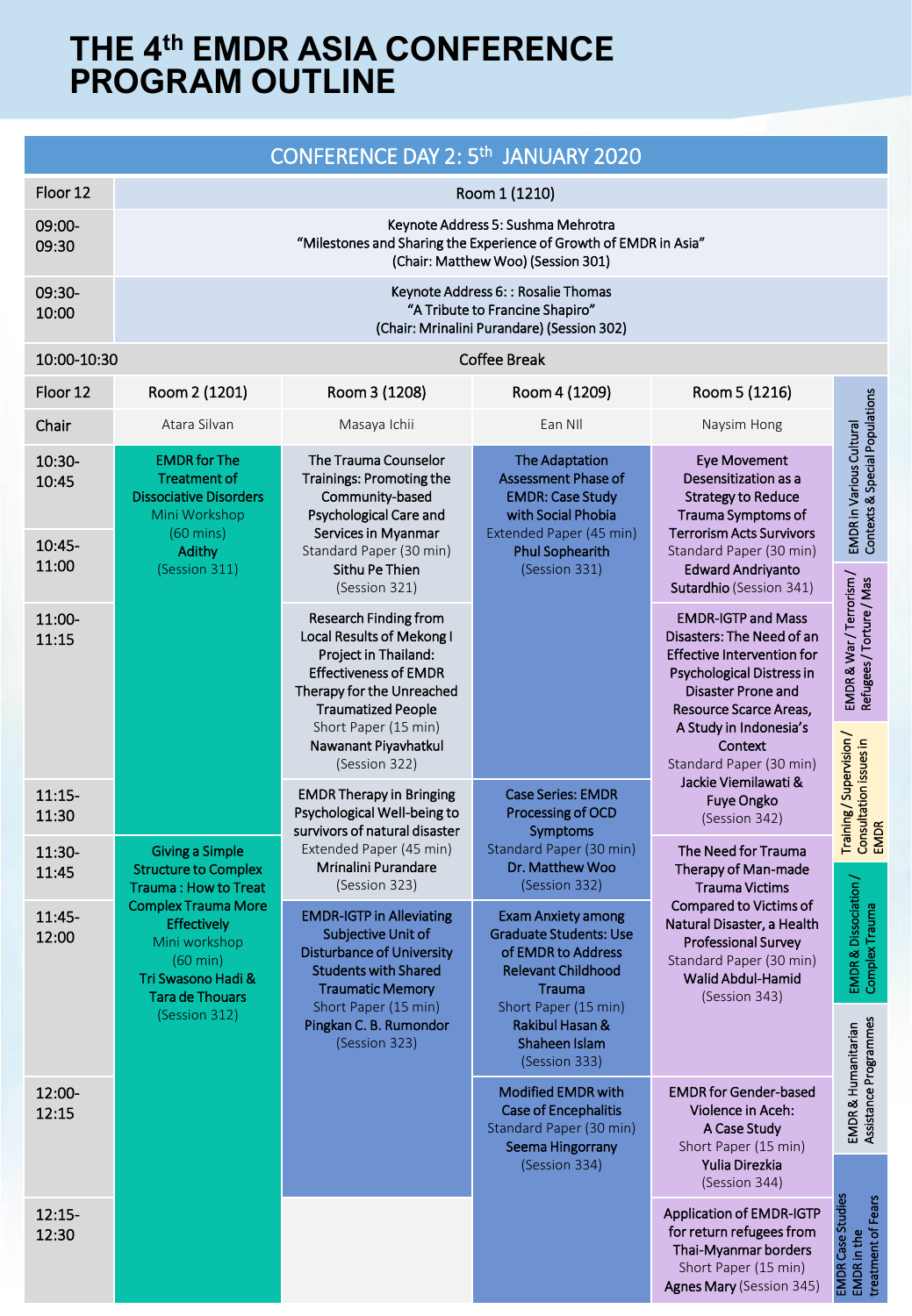# THE 4th EMDR ASIA CONFERENCE PROGRAM OUTLINE

## CONFERENCE DAY 2: 5th JANUARY 2020

| Floor 12 | Room 1 (1210) |
|---|---|
| 09:00-09:30 | Keynote Address 5: Sushma Mehrotra<br>"Milestones and Sharing the Experience of Growth of EMDR in Asia"<br>(Chair: Matthew Woo) (Session 301) |
| 09:30-10:00 | Keynote Address 6: : Rosalie Thomas<br>"A Tribute to Francine Shapiro"<br>(Chair: Mrinalini Purandare) (Session 302) |
| 10:00-10:30 | Coffee Break |

| Floor 12 | Room 2 (1201) | Room 3 (1208) | Room 4 (1209) | Room 5 (1216) |
|---|---|---|---|---|
| Chair | Atara Silvan | Masaya Ichii | Ean NII | Naysim Hong |
| 10:30-10:45 | EMDR for The Treatment of Dissociative Disorders<br>Mini Workshop (60 mins)<br>Adithy<br>(Session 311) | The Trauma Counselor Trainings: Promoting the Community-based Psychological Care and Services in Myanmar<br>Standard Paper (30 min)<br>Sithu Pe Thien<br>(Session 321) | The Adaptation Assessment Phase of EMDR: Case Study with Social Phobia<br>Extended Paper (45 min)<br>Phul Sophearith<br>(Session 331) | Eye Movement Desensitization as a Strategy to Reduce Trauma Symptoms of Terrorism Acts Survivors<br>Standard Paper (30 min)<br>Edward Andriyanto Sutardhio (Session 341) |
| 10:45-11:00 | | | | |
| 11:00-11:15 | | Research Finding from Local Results of Mekong I Project in Thailand: Effectiveness of EMDR Therapy for the Unreached Traumatized People<br>Short Paper (15 min)<br>Nawanant Piyavhatkul<br>(Session 322) | | EMDR-IGTP and Mass Disasters: The Need of an Effective Intervention for Psychological Distress in Disaster Prone and Resource Scarce Areas, A Study in Indonesia's Context<br>Standard Paper (30 min)<br>Jackie Viemilawati & Fuye Ongko<br>(Session 342) |
| 11:15-11:30 | | EMDR Therapy in Bringing Psychological Well-being to survivors of natural disaster<br>Extended Paper (45 min)<br>Mrinalini Purandare<br>(Session 323) | Case Series: EMDR Processing of OCD Symptoms<br>Standard Paper (30 min)<br>Dr. Matthew Woo<br>(Session 332) | |
| 11:30-11:45 | Giving a Simple Structure to Complex Trauma : How to Treat Complex Trauma More Effectively<br>Mini workshop (60 min)<br>Tri Swasono Hadi & Tara de Thouars<br>(Session 312) | | | The Need for Trauma Therapy of Man-made Trauma Victims Compared to Victims of Natural Disaster, a Health Professional Survey<br>Standard Paper (30 min)<br>Walid Abdul-Hamid<br>(Session 343) |
| 11:45-12:00 | | EMDR-IGTP in Alleviating Subjective Unit of Disturbance of University Students with Shared Traumatic Memory<br>Short Paper (15 min)<br>Pingkan C. B. Rumondor<br>(Session 323) | Exam Anxiety among Graduate Students: Use of EMDR to Address Relevant Childhood Trauma<br>Short Paper (15 min)<br>Rakibul Hasan & Shaheen Islam<br>(Session 333) | |
| 12:00-12:15 | | | Modified EMDR with Case of Encephalitis<br>Standard Paper (30 min)<br>Seema Hingorrany<br>(Session 334) | EMDR for Gender-based Violence in Aceh: A Case Study<br>Short Paper (15 min)<br>Yulia Direzkia<br>(Session 344) |
| 12:15-12:30 | | | | Application of EMDR-IGTP for return refugees from Thai-Myanmar borders<br>Short Paper (15 min)<br>Agnes Mary (Session 345) |

Legend:
- EMDR in Various Cultural Contexts & Special Populations
- EMDR & War / Terrorism / Refugees / Torture / Mas
- Training / Supervision / Consultation issues in EMDR
- EMDR & Dissociation / Complex Trauma
- EMDR & Humanitarian Assistance Programmes
- EMDR Case Studies EMDR in the treatment of Fears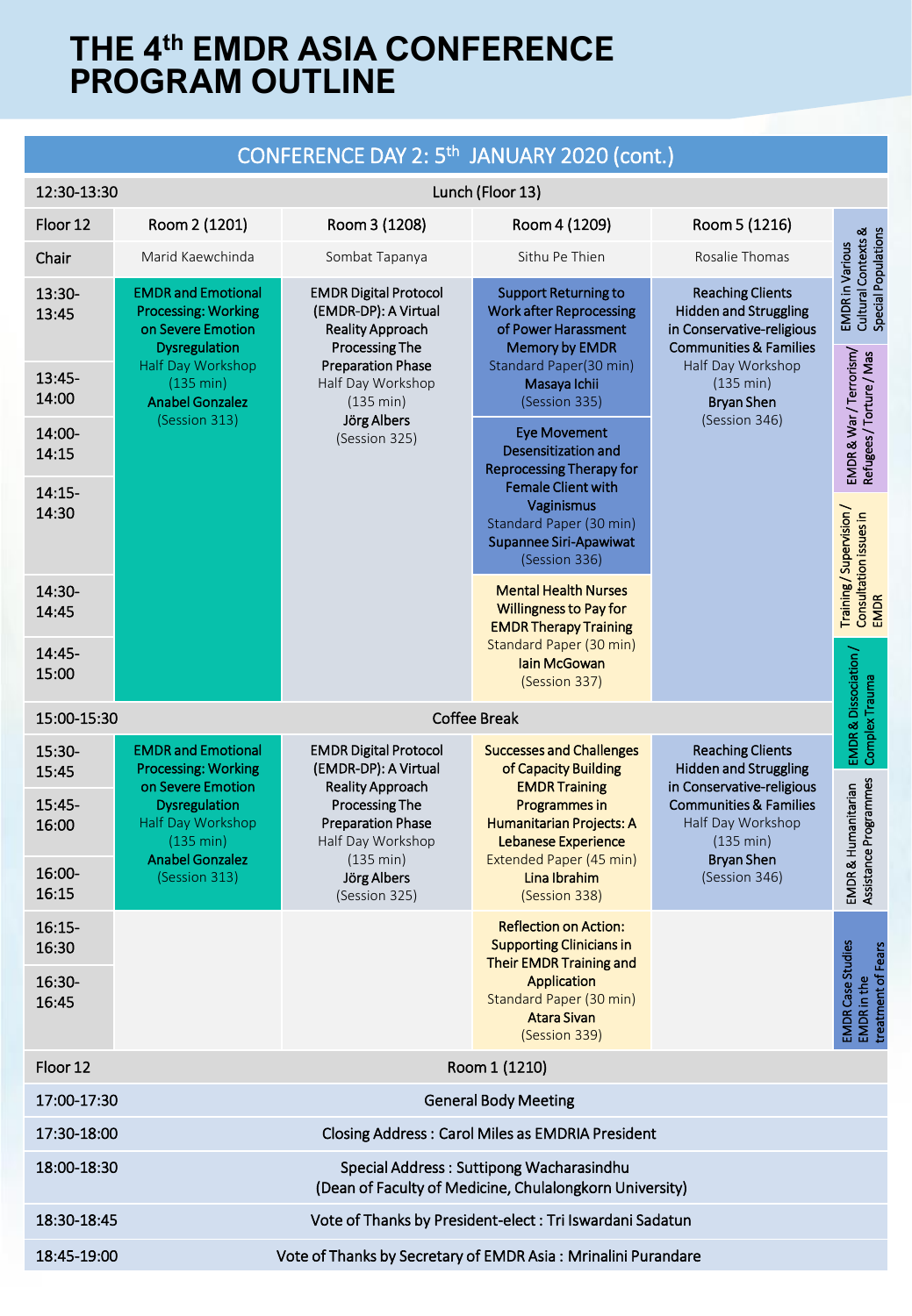# THE 4th EMDR ASIA CONFERENCE PROGRAM OUTLINE

## CONFERENCE DAY 2: 5th JANUARY 2020 (cont.)

| 12:30-13:30 | Lunch (Floor 13) | | | |
|---|---|---|---|---|
| Floor 12 | Room 2 (1201) | Room 3 (1208) | Room 4 (1209) | Room 5 (1216) |
| Chair | Marid Kaewchinda | Sombat Tapanya | Sithu Pe Thien | Rosalie Thomas |
| 13:30-13:45 | **EMDR and Emotional Processing: Working on Severe Emotion Dysregulation** Half Day Workshop (135 min) **Anabel Gonzalez** (Session 313) | **EMDR Digital Protocol (EMDR-DP): A Virtual Reality Approach Processing The Preparation Phase** Half Day Workshop (135 min) **Jörg Albers** (Session 325) | **Support Returning to Work after Reprocessing of Power Harassment Memory by EMDR** Standard Paper(30 min) **Masaya Ichii** (Session 335) | **Reaching Clients Hidden and Struggling in Conservative-religious Communities & Families** Half Day Workshop (135 min) **Bryan Shen** (Session 346) |
| 13:45-14:00 | | | | |
| 14:00-14:15 | | | **Eye Movement Desensitization and Reprocessing Therapy for Female Client with Vaginismus** Standard Paper (30 min) **Supannee Siri-Apawiwat** (Session 336) | |
| 14:15-14:30 | | | | |
| 14:30-14:45 | | | **Mental Health Nurses Willingness to Pay for EMDR Therapy Training** Standard Paper (30 min) **Iain McGowan** (Session 337) | |
| 14:45-15:00 | | | | |
| 15:00-15:30 | Coffee Break | | | |
| 15:30-15:45 | **EMDR and Emotional Processing: Working on Severe Emotion Dysregulation** Half Day Workshop (135 min) **Anabel Gonzalez** (Session 313) | **EMDR Digital Protocol (EMDR-DP): A Virtual Reality Approach Processing The Preparation Phase** Half Day Workshop (135 min) **Jörg Albers** (Session 325) | **Successes and Challenges of Capacity Building EMDR Training Programmes in Humanitarian Projects: A Lebanese Experience** Extended Paper (45 min) **Lina Ibrahim** (Session 338) | **Reaching Clients Hidden and Struggling in Conservative-religious Communities & Families** Half Day Workshop (135 min) **Bryan Shen** (Session 346) |
| 15:45-16:00 | | | | |
| 16:00-16:15 | | | | |
| 16:15-16:30 | | | **Reflection on Action: Supporting Clinicians in Their EMDR Training and Application** Standard Paper (30 min) **Atara Sivan** (Session 339) | |
| 16:30-16:45 | | | | |
| Floor 12 | Room 1 (1210) | | | |
| 17:00-17:30 | General Body Meeting | | | |
| 17:30-18:00 | Closing Address : Carol Miles as EMDRIA President | | | |
| 18:00-18:30 | Special Address : Suttipong Wacharasindhu (Dean of Faculty of Medicine, Chulalongkorn University) | | | |
| 18:30-18:45 | Vote of Thanks by President-elect : Tri Iswardani Sadatun | | | |
| 18:45-19:00 | Vote of Thanks by Secretary of EMDR Asia : Mrinalini Purandare | | | |

Legend:
- EMDR in Various Cultural Contexts & Special Populations
- EMDR & War / Terrorism/ Refugees / Torture / Mas
- Training / Supervision / Consultation issues in EMDR
- EMDR & Dissociation / Complex Trauma
- EMDR & Humanitarian Assistance Programmes
- EMDR Case Studies EMDR in the treatment of Fears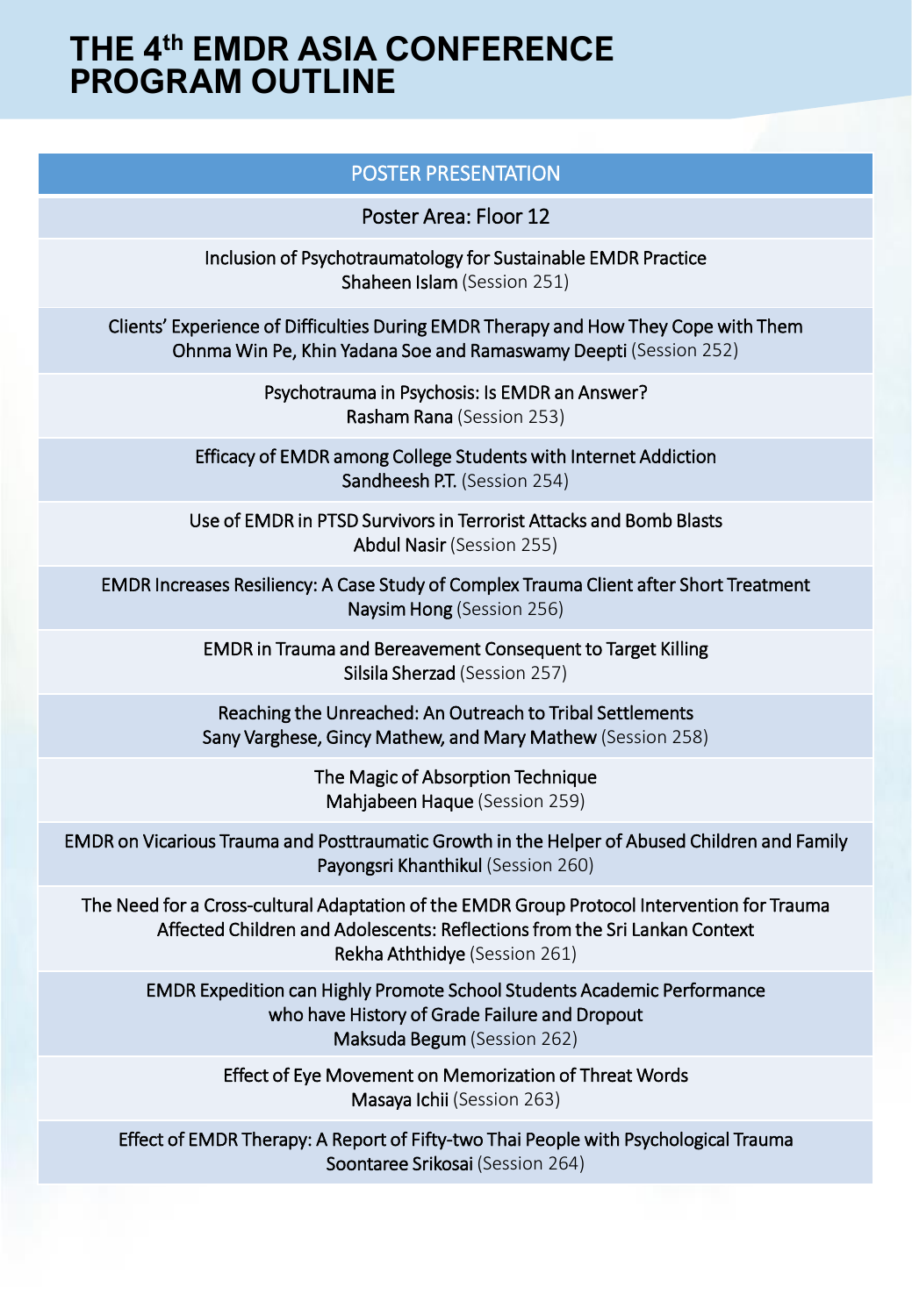# THE 4th EMDR ASIA CONFERENCE PROGRAM OUTLINE

## POSTER PRESENTATION

### Poster Area: Floor 12

Inclusion of Psychotraumatology for Sustainable EMDR Practice
Shaheen Islam (Session 251)

Clients' Experience of Difficulties During EMDR Therapy and How They Cope with Them
Ohnma Win Pe, Khin Yadana Soe and Ramaswamy Deepti (Session 252)

Psychotrauma in Psychosis: Is EMDR an Answer?
Rasham Rana (Session 253)

Efficacy of EMDR among College Students with Internet Addiction
Sandheesh P.T. (Session 254)

Use of EMDR in PTSD Survivors in Terrorist Attacks and Bomb Blasts
Abdul Nasir (Session 255)

EMDR Increases Resiliency: A Case Study of Complex Trauma Client after Short Treatment
Naysim Hong (Session 256)

EMDR in Trauma and Bereavement Consequent to Target Killing
Silsila Sherzad (Session 257)

Reaching the Unreached: An Outreach to Tribal Settlements
Sany Varghese, Gincy Mathew, and Mary Mathew (Session 258)

The Magic of Absorption Technique
Mahjabeen Haque (Session 259)

EMDR on Vicarious Trauma and Posttraumatic Growth in the Helper of Abused Children and Family
Payongsri Khanthikul (Session 260)

The Need for a Cross-cultural Adaptation of the EMDR Group Protocol Intervention for Trauma Affected Children and Adolescents: Reflections from the Sri Lankan Context
Rekha Aththidye (Session 261)

EMDR Expedition can Highly Promote School Students Academic Performance who have History of Grade Failure and Dropout
Maksuda Begum (Session 262)

Effect of Eye Movement on Memorization of Threat Words
Masaya Ichii (Session 263)

Effect of EMDR Therapy: A Report of Fifty-two Thai People with Psychological Trauma
Soontaree Srikosai (Session 264)